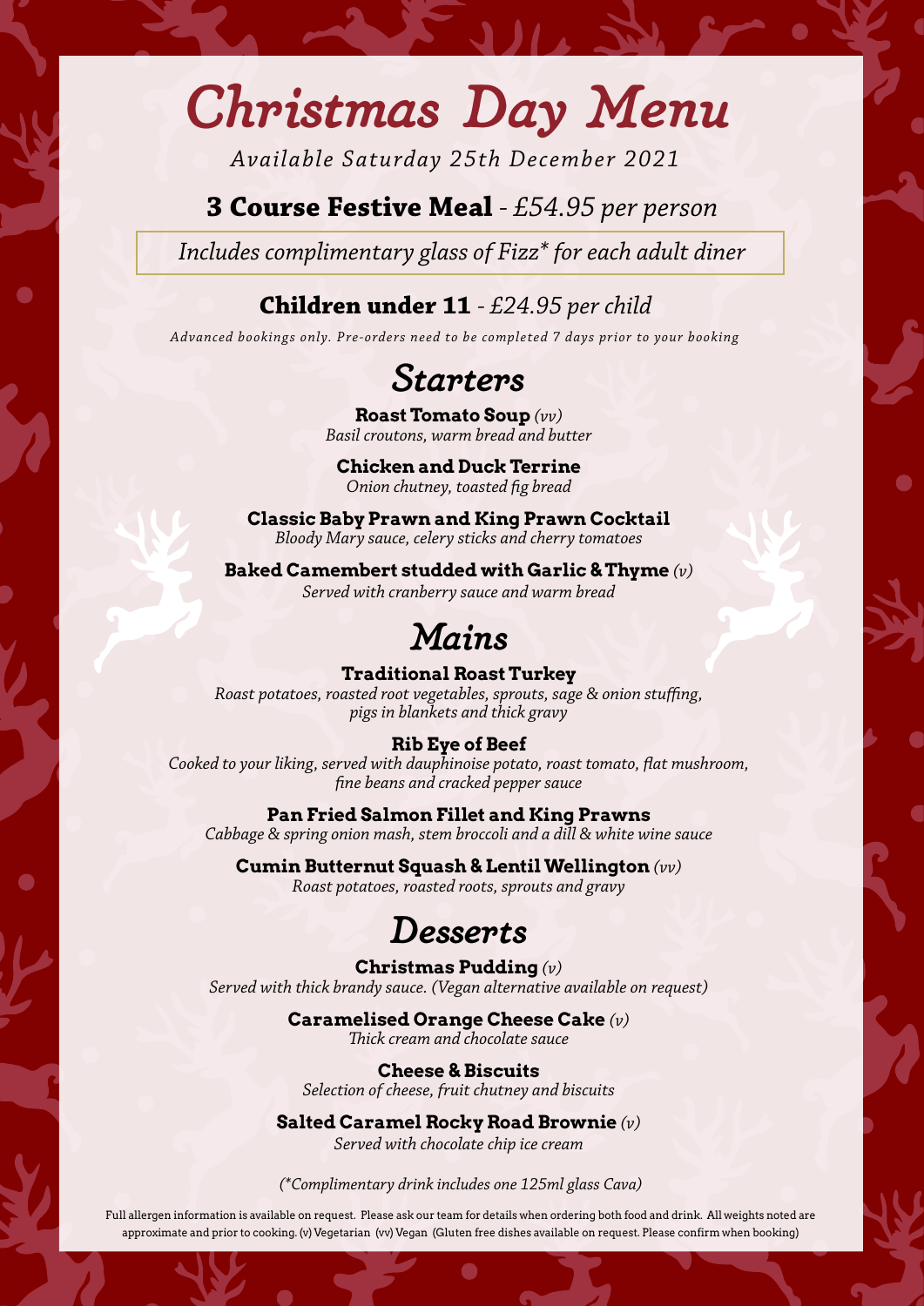# Christmas Day Menu

*Available Saturday 25th December 2021*

**3 Course Festive Meal** - *£54.95 per person*

*Includes complimentary glass of Fizz* for each adult diner*

**Children under 11** - *£24.95 per child*

*Advanced bookings only. Pre-orders need to be completed 7 days prior to your booking*

## Starters

**Roast Tomato Soup** *(vv)*
*Basil croutons, warm bread and butter*

**Chicken and Duck Terrine**
*Onion chutney, toasted fig bread*

**Classic Baby Prawn and King Prawn Cocktail**
*Bloody Mary sauce, celery sticks and cherry tomatoes*

**Baked Camembert studded with Garlic & Thyme** *(v)*
*Served with cranberry sauce and warm bread*

## Mains

**Traditional Roast Turkey**
*Roast potatoes, roasted root vegetables, sprouts, sage & onion stuffing, pigs in blankets and thick gravy*

**Rib Eye of Beef**
*Cooked to your liking, served with dauphinoise potato, roast tomato, flat mushroom, fine beans and cracked pepper sauce*

**Pan Fried Salmon Fillet and King Prawns**
*Cabbage & spring onion mash, stem broccoli and a dill & white wine sauce*

**Cumin Butternut Squash & Lentil Wellington** *(vv)*
*Roast potatoes, roasted roots, sprouts and gravy*

## Desserts

**Christmas Pudding** *(v)*
*Served with thick brandy sauce. (Vegan alternative available on request)*

**Caramelised Orange Cheese Cake** *(v)*
*Thick cream and chocolate sauce*

**Cheese & Biscuits**
*Selection of cheese, fruit chutney and biscuits*

**Salted Caramel Rocky Road Brownie** *(v)*
*Served with chocolate chip ice cream*

*(*Complimentary drink includes one 125ml glass Cava)*

Full allergen information is available on request. Please ask our team for details when ordering both food and drink. All weights noted are approximate and prior to cooking. (v) Vegetarian (vv) Vegan (Gluten free dishes available on request. Please confirm when booking)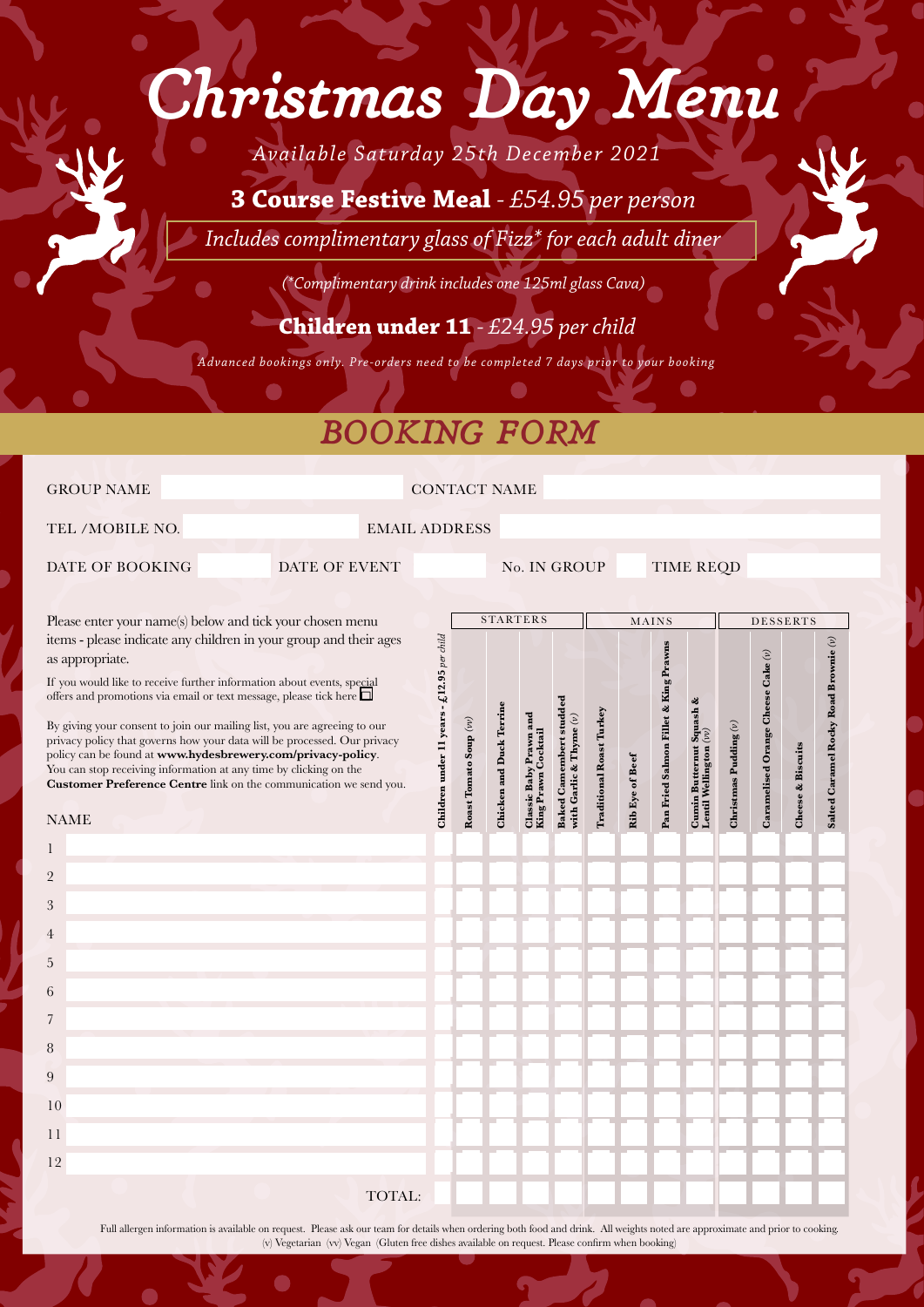# Christmas Day Menu

*Available Saturday 25th December 2021*

**3 Course Festive Meal** - *£54.95 per person*

*Includes complimentary glass of Fizz* for each adult diner*

*(*Complimentary drink includes one 125ml glass Cava)*

**Children under 11** - *£24.95 per child*

*Advanced bookings only. Pre-orders need to be completed 7 days prior to your booking*

## BOOKING FORM

GROUP NAME | CONTACT NAME

TEL /MOBILE NO. | EMAIL ADDRESS

DATE OF BOOKING | DATE OF EVENT | No. IN GROUP | TIME REQD

Please enter your name(s) below and tick your chosen menu items - please indicate any children in your group and their ages as appropriate.

If you would like to receive further information about events, special offers and promotions via email or text message, please tick here ☐

By giving your consent to join our mailing list, you are agreeing to our privacy policy that governs how your data will be processed. Our privacy policy can be found at **www.hydesbrewery.com/privacy-policy**. You can stop receiving information at any time by clicking on the **Customer Preference Centre** link on the communication we send you.

| | | | STARTERS | | | | MAINS | | | | DESSERTS | | | |
|---|---|---|---|---|---|---|---|---|---|---|---|---|---|---|
| NAME | Children under 11 years - £12.95 *per child* | Roast Tomato Soup *(vv)* | Chicken and Duck Terrine | Classic Baby Prawn and King Prawn Cocktail | Baked Camembert studded with Garlic & Thyme *(v)* | Traditional Roast Turkey | Rib Eye of Beef | Pan Fried Salmon Fillet & King Prawns | Cumin Butternut Squash & Lentil Wellington *(vv)* | Christmas Pudding *(v)* | Caramelised Orange Cheese Cake *(v)* | Cheese & Biscuits | Salted Caramel Rocky Road Brownie *(v)* |
| 1 | | | | | | | | | | | | | |
| 2 | | | | | | | | | | | | | |
| 3 | | | | | | | | | | | | | |
| 4 | | | | | | | | | | | | | |
| 5 | | | | | | | | | | | | | |
| 6 | | | | | | | | | | | | | |
| 7 | | | | | | | | | | | | | |
| 8 | | | | | | | | | | | | | |
| 9 | | | | | | | | | | | | | |
| 10 | | | | | | | | | | | | | |
| 11 | | | | | | | | | | | | | |
| 12 | | | | | | | | | | | | | |
| TOTAL: | | | | | | | | | | | | | |

Full allergen information is available on request. Please ask our team for details when ordering both food and drink. All weights noted are approximate and prior to cooking.
(v) Vegetarian (vv) Vegan (Gluten free dishes available on request. Please confirm when booking)